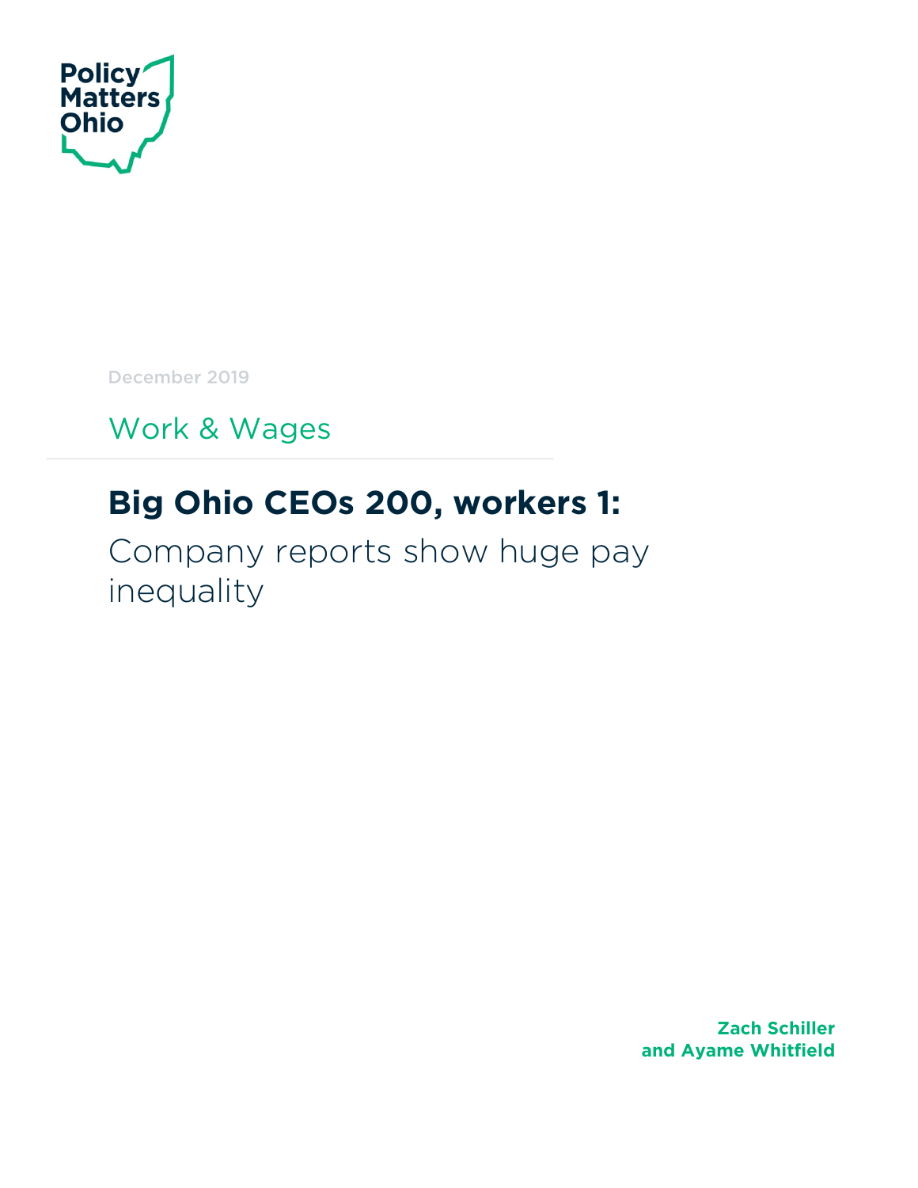Policy Matters Ohio

December 2019

Work & Wages

# Big Ohio CEOs 200, workers 1:

## Company reports show huge pay inequality

**Zach Schiller and Ayame Whitfield**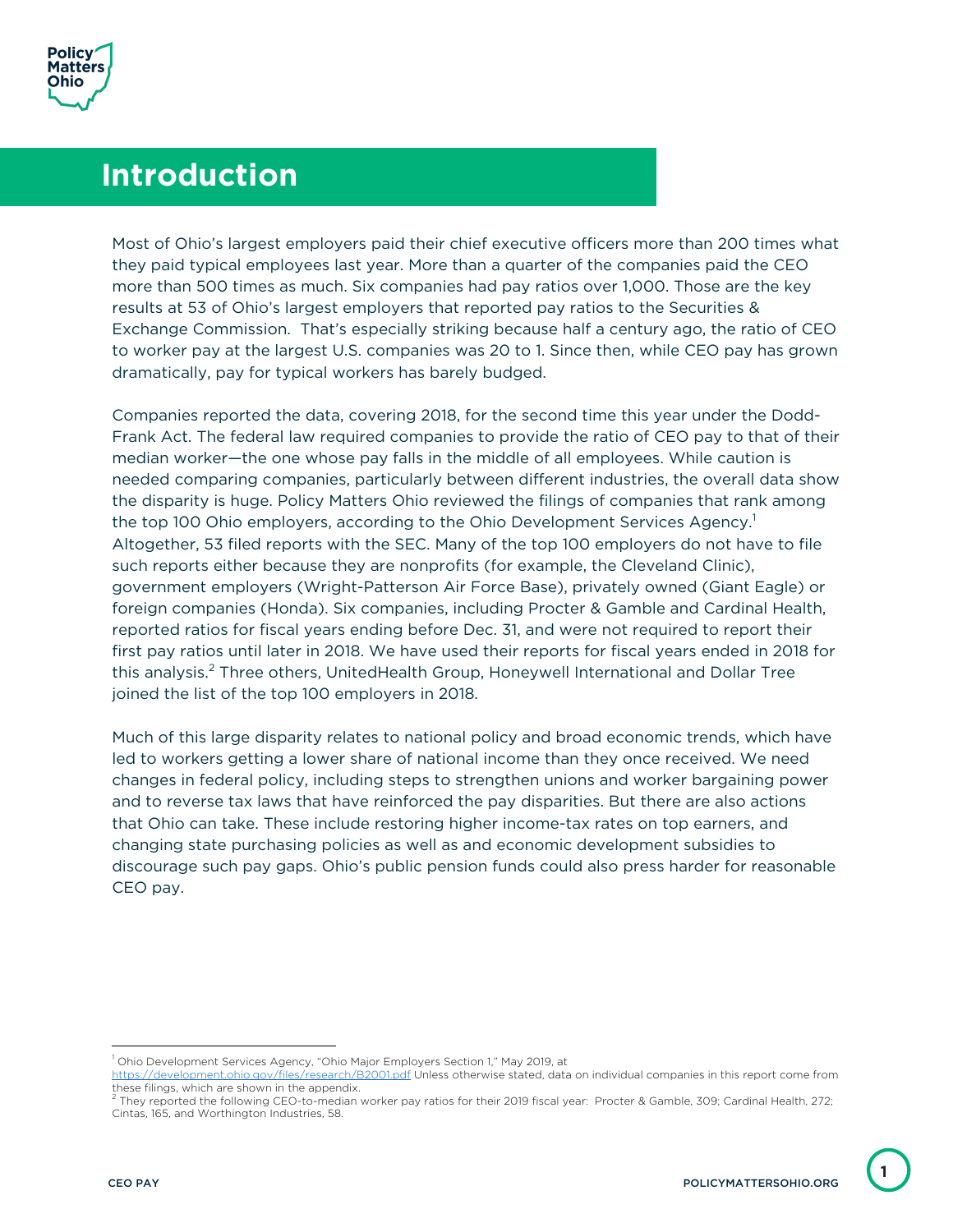# Introduction

Most of Ohio's largest employers paid their chief executive officers more than 200 times what they paid typical employees last year. More than a quarter of the companies paid the CEO more than 500 times as much. Six companies had pay ratios over 1,000. Those are the key results at 53 of Ohio's largest employers that reported pay ratios to the Securities & Exchange Commission. That's especially striking because half a century ago, the ratio of CEO to worker pay at the largest U.S. companies was 20 to 1. Since then, while CEO pay has grown dramatically, pay for typical workers has barely budged.

Companies reported the data, covering 2018, for the second time this year under the Dodd-Frank Act. The federal law required companies to provide the ratio of CEO pay to that of their median worker—the one whose pay falls in the middle of all employees. While caution is needed comparing companies, particularly between different industries, the overall data show the disparity is huge. Policy Matters Ohio reviewed the filings of companies that rank among the top 100 Ohio employers, according to the Ohio Development Services Agency.[1] Altogether, 53 filed reports with the SEC. Many of the top 100 employers do not have to file such reports either because they are nonprofits (for example, the Cleveland Clinic), government employers (Wright-Patterson Air Force Base), privately owned (Giant Eagle) or foreign companies (Honda). Six companies, including Procter & Gamble and Cardinal Health, reported ratios for fiscal years ending before Dec. 31, and were not required to report their first pay ratios until later in 2018. We have used their reports for fiscal years ended in 2018 for this analysis.[2] Three others, UnitedHealth Group, Honeywell International and Dollar Tree joined the list of the top 100 employers in 2018.

Much of this large disparity relates to national policy and broad economic trends, which have led to workers getting a lower share of national income than they once received. We need changes in federal policy, including steps to strengthen unions and worker bargaining power and to reverse tax laws that have reinforced the pay disparities. But there are also actions that Ohio can take. These include restoring higher income-tax rates on top earners, and changing state purchasing policies as well as and economic development subsidies to discourage such pay gaps. Ohio's public pension funds could also press harder for reasonable CEO pay.

---

[1] Ohio Development Services Agency, "Ohio Major Employers Section 1," May 2019, at https://development.ohio.gov/files/research/B2001.pdf Unless otherwise stated, data on individual companies in this report come from these filings, which are shown in the appendix.

[2] They reported the following CEO-to-median worker pay ratios for their 2019 fiscal year: Procter & Gamble, 309; Cardinal Health, 272; Cintas, 165, and Worthington Industries, 58.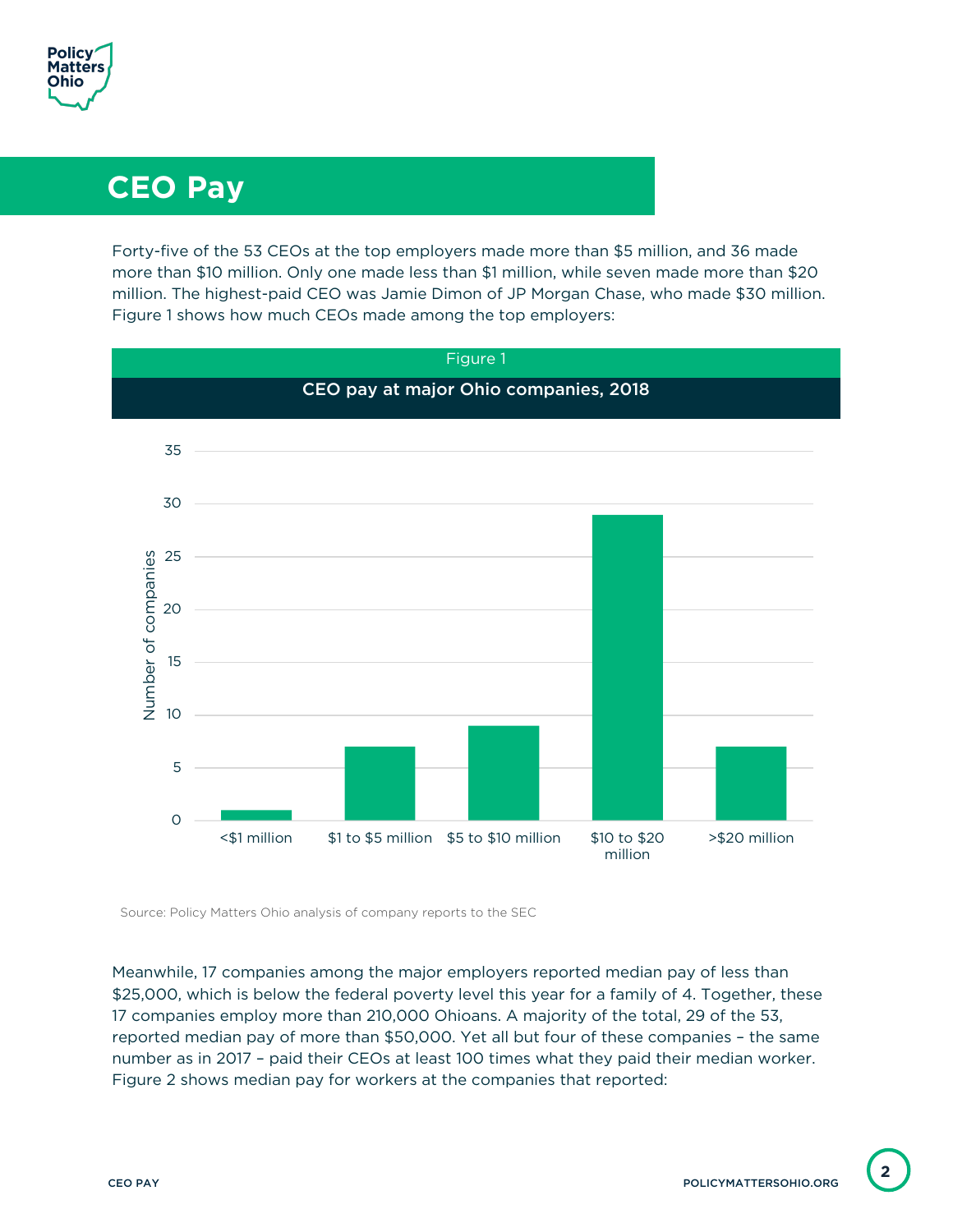# CEO Pay

Forty-five of the 53 CEOs at the top employers made more than $5 million, and 36 made more than $10 million. Only one made less than $1 million, while seven made more than $20 million. The highest-paid CEO was Jamie Dimon of JP Morgan Chase, who made $30 million. Figure 1 shows how much CEOs made among the top employers:

Figure 1

**CEO pay at major Ohio companies, 2018**

| CEO pay | Number of companies |
|---|---|
| <$1 million | 1 |
| $1 to $5 million | 7 |
| $5 to $10 million | 9 |
| $10 to $20 million | 29 |
| >$20 million | 7 |

Source: Policy Matters Ohio analysis of company reports to the SEC

Meanwhile, 17 companies among the major employers reported median pay of less than $25,000, which is below the federal poverty level this year for a family of 4. Together, these 17 companies employ more than 210,000 Ohioans. A majority of the total, 29 of the 53, reported median pay of more than $50,000. Yet all but four of these companies – the same number as in 2017 – paid their CEOs at least 100 times what they paid their median worker. Figure 2 shows median pay for workers at the companies that reported: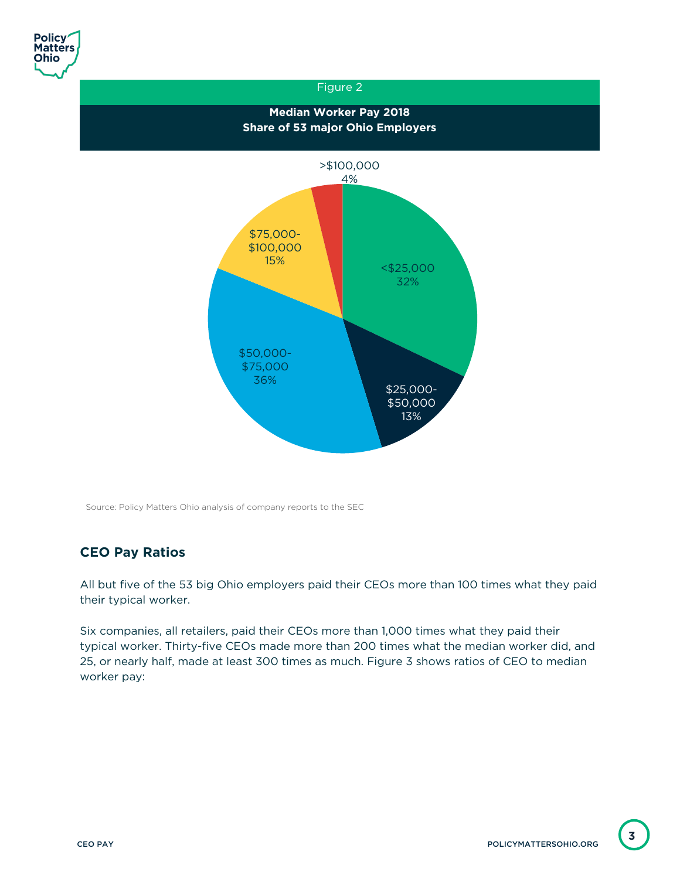Figure 2

**Median Worker Pay 2018**
**Share of 53 major Ohio Employers**

| Median worker pay | Share |
| --- | --- |
| <$25,000 | 32% |
| $25,000-$50,000 | 13% |
| $50,000-$75,000 | 36% |
| $75,000-$100,000 | 15% |
| >$100,000 | 4% |

Source: Policy Matters Ohio analysis of company reports to the SEC

## CEO Pay Ratios

All but five of the 53 big Ohio employers paid their CEOs more than 100 times what they paid their typical worker.

Six companies, all retailers, paid their CEOs more than 1,000 times what they paid their typical worker. Thirty-five CEOs made more than 200 times what the median worker did, and 25, or nearly half, made at least 300 times as much. Figure 3 shows ratios of CEO to median worker pay: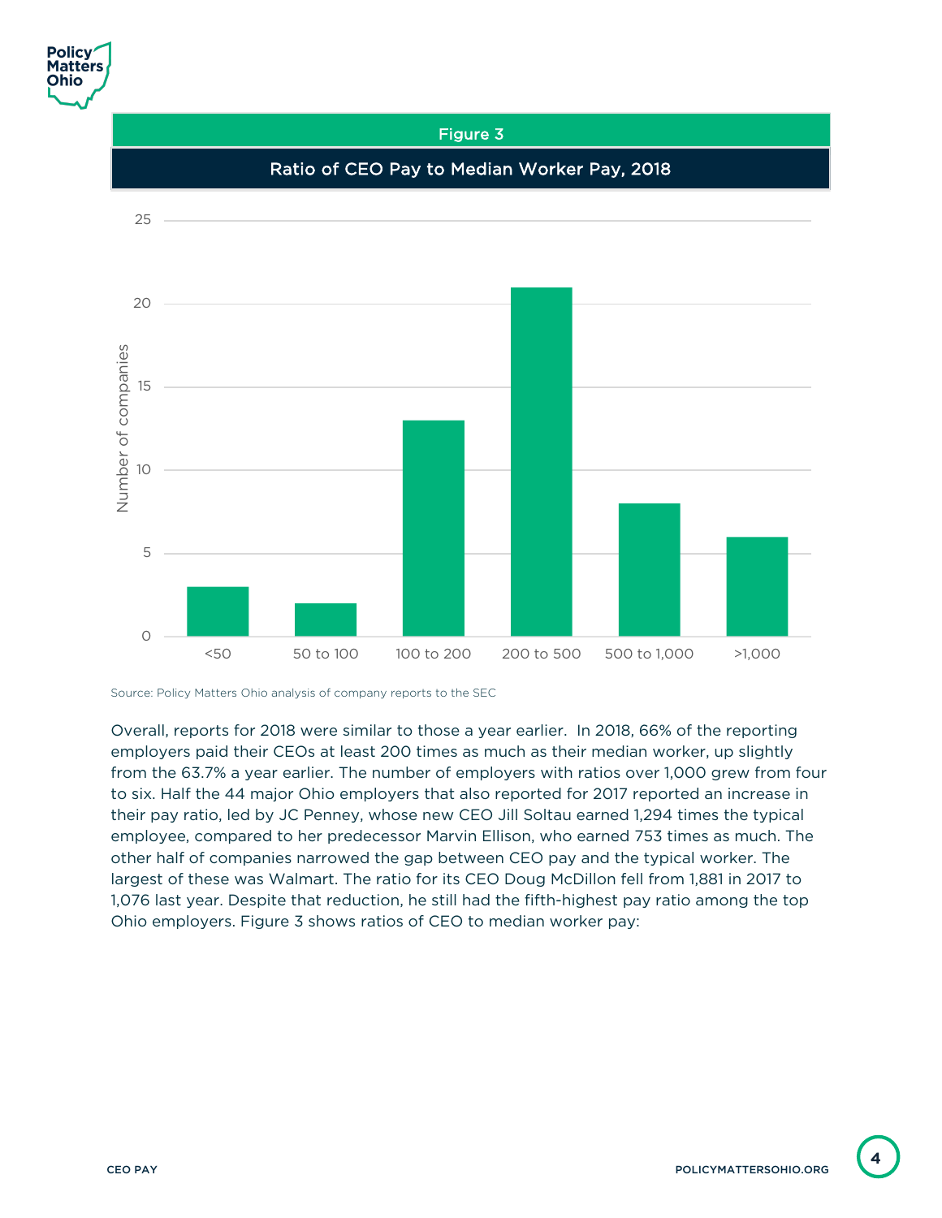Figure 3

Ratio of CEO Pay to Median Worker Pay, 2018

| Ratio | Number of companies |
|---|---|
| <50 | 3 |
| 50 to 100 | 2 |
| 100 to 200 | 13 |
| 200 to 500 | 21 |
| 500 to 1,000 | 8 |
| >1,000 | 6 |

Source: Policy Matters Ohio analysis of company reports to the SEC

Overall, reports for 2018 were similar to those a year earlier. In 2018, 66% of the reporting employers paid their CEOs at least 200 times as much as their median worker, up slightly from the 63.7% a year earlier. The number of employers with ratios over 1,000 grew from four to six. Half the 44 major Ohio employers that also reported for 2017 reported an increase in their pay ratio, led by JC Penney, whose new CEO Jill Soltau earned 1,294 times the typical employee, compared to her predecessor Marvin Ellison, who earned 753 times as much. The other half of companies narrowed the gap between CEO pay and the typical worker. The largest of these was Walmart. The ratio for its CEO Doug McDillon fell from 1,881 in 2017 to 1,076 last year. Despite that reduction, he still had the fifth-highest pay ratio among the top Ohio employers. Figure 3 shows ratios of CEO to median worker pay: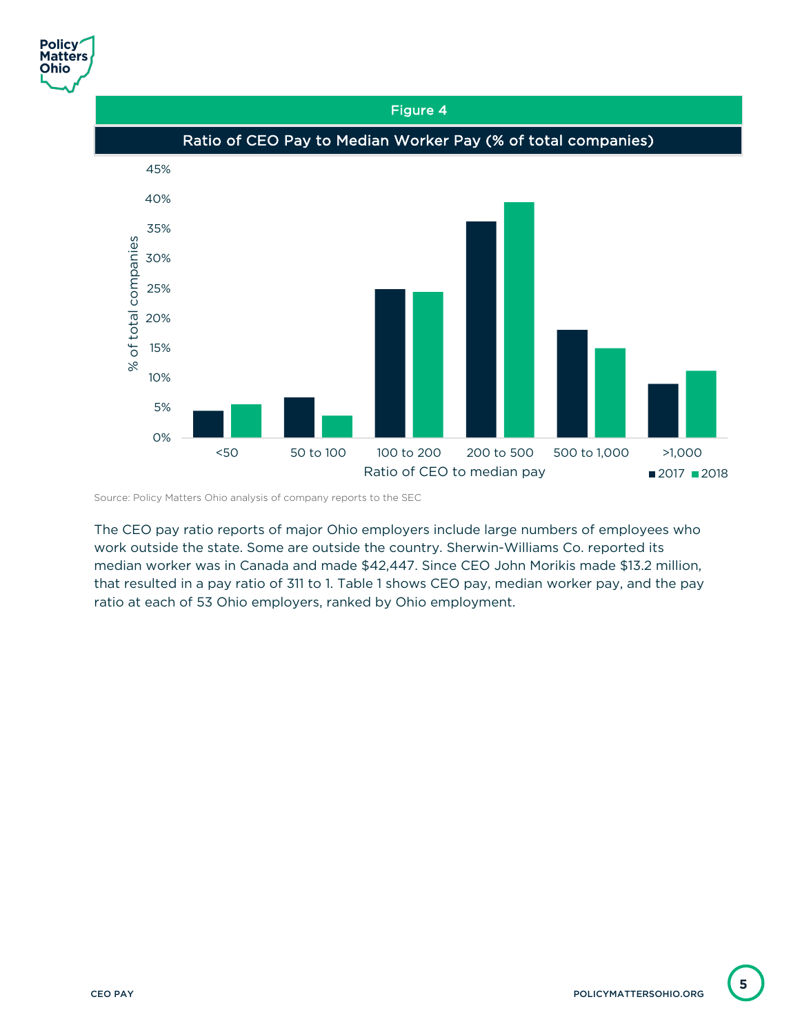Figure 4

**Ratio of CEO Pay to Median Worker Pay (% of total companies)**

Source: Policy Matters Ohio analysis of company reports to the SEC

The CEO pay ratio reports of major Ohio employers include large numbers of employees who work outside the state. Some are outside the country. Sherwin-Williams Co. reported its median worker was in Canada and made $42,447. Since CEO John Morikis made $13.2 million, that resulted in a pay ratio of 311 to 1. Table 1 shows CEO pay, median worker pay, and the pay ratio at each of 53 Ohio employers, ranked by Ohio employment.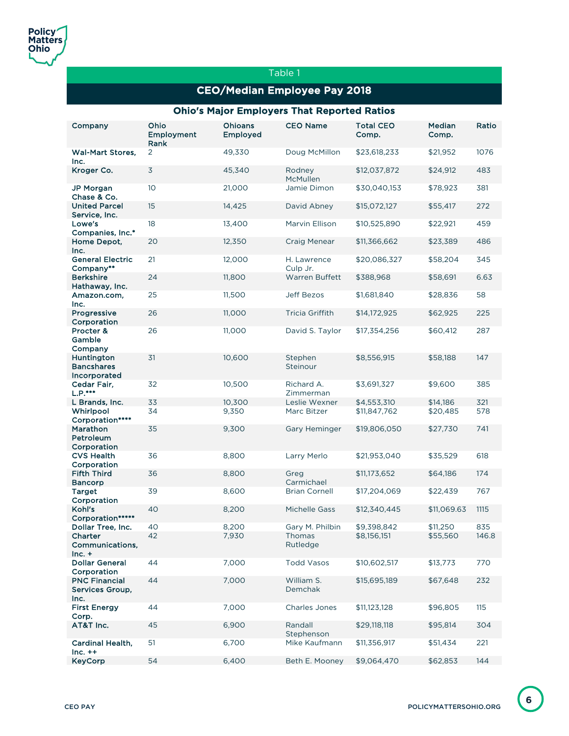Table 1

## CEO/Median Employee Pay 2018

### Ohio's Major Employers That Reported Ratios

| Company | Ohio Employment Rank | Ohioans Employed | CEO Name | Total CEO Comp. | Median Comp. | Ratio |
|---|---|---|---|---|---|---|
| Wal-Mart Stores, Inc. | 2 | 49,330 | Doug McMillon | $23,618,233 | $21,952 | 1076 |
| Kroger Co. | 3 | 45,340 | Rodney McMullen | $12,037,872 | $24,912 | 483 |
| JP Morgan Chase & Co. | 10 | 21,000 | Jamie Dimon | $30,040,153 | $78,923 | 381 |
| United Parcel Service, Inc. | 15 | 14,425 | David Abney | $15,072,127 | $55,417 | 272 |
| Lowe's Companies, Inc.* | 18 | 13,400 | Marvin Ellison | $10,525,890 | $22,921 | 459 |
| Home Depot, Inc. | 20 | 12,350 | Craig Menear | $11,366,662 | $23,389 | 486 |
| General Electric Company** | 21 | 12,000 | H. Lawrence Culp Jr. | $20,086,327 | $58,204 | 345 |
| Berkshire Hathaway, Inc. | 24 | 11,800 | Warren Buffett | $388,968 | $58,691 | 6.63 |
| Amazon.com, Inc. | 25 | 11,500 | Jeff Bezos | $1,681,840 | $28,836 | 58 |
| Progressive Corporation | 26 | 11,000 | Tricia Griffith | $14,172,925 | $62,925 | 225 |
| Procter & Gamble Company | 26 | 11,000 | David S. Taylor | $17,354,256 | $60,412 | 287 |
| Huntington Bancshares Incorporated | 31 | 10,600 | Stephen Steinour | $8,556,915 | $58,188 | 147 |
| Cedar Fair, L.P.*** | 32 | 10,500 | Richard A. Zimmerman | $3,691,327 | $9,600 | 385 |
| L Brands, Inc. | 33 | 10,300 | Leslie Wexner | $4,553,310 | $14,186 | 321 |
| Whirlpool Corporation**** | 34 | 9,350 | Marc Bitzer | $11,847,762 | $20,485 | 578 |
| Marathon Petroleum Corporation | 35 | 9,300 | Gary Heminger | $19,806,050 | $27,730 | 741 |
| CVS Health Corporation | 36 | 8,800 | Larry Merlo | $21,953,040 | $35,529 | 618 |
| Fifth Third Bancorp | 36 | 8,800 | Greg Carmichael | $11,173,652 | $64,186 | 174 |
| Target Corporation | 39 | 8,600 | Brian Cornell | $17,204,069 | $22,439 | 767 |
| Kohl's Corporation***** | 40 | 8,200 | Michelle Gass | $12,340,445 | $11,069.63 | 1115 |
| Dollar Tree, Inc. | 40 | 8,200 | Gary M. Philbin | $9,398,842 | $11,250 | 835 |
| Charter Communications, Inc. + | 42 | 7,930 | Thomas Rutledge | $8,156,151 | $55,560 | 146.8 |
| Dollar General Corporation | 44 | 7,000 | Todd Vasos | $10,602,517 | $13,773 | 770 |
| PNC Financial Services Group, Inc. | 44 | 7,000 | William S. Demchak | $15,695,189 | $67,648 | 232 |
| First Energy Corp. | 44 | 7,000 | Charles Jones | $11,123,128 | $96,805 | 115 |
| AT&T Inc. | 45 | 6,900 | Randall Stephenson | $29,118,118 | $95,814 | 304 |
| Cardinal Health, Inc. ++ | 51 | 6,700 | Mike Kaufmann | $11,356,917 | $51,434 | 221 |
| KeyCorp | 54 | 6,400 | Beth E. Mooney | $9,064,470 | $62,853 | 144 |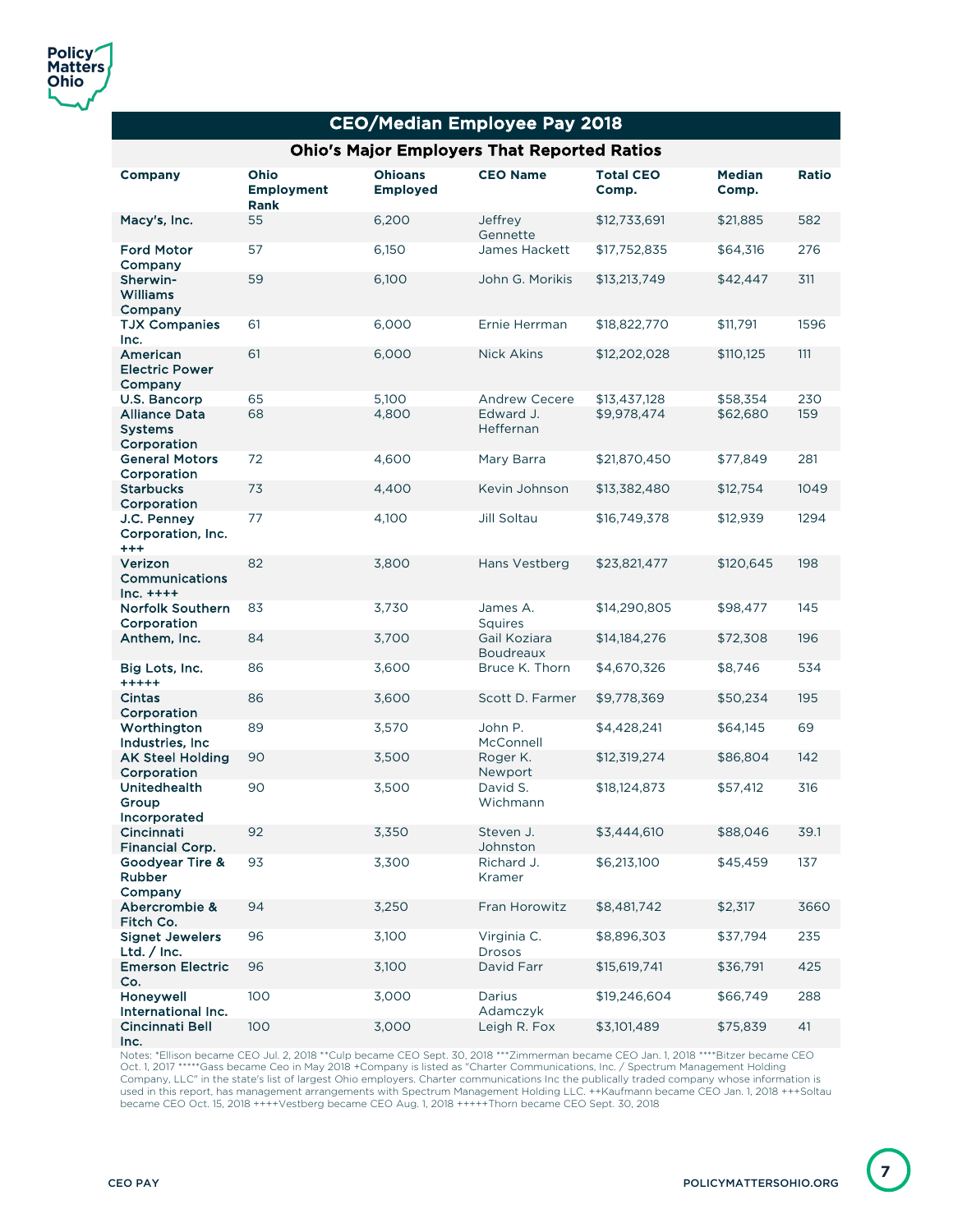## CEO/Median Employee Pay 2018

### Ohio's Major Employers That Reported Ratios

| Company | Ohio Employment Rank | Ohioans Employed | CEO Name | Total CEO Comp. | Median Comp. | Ratio |
|---|---|---|---|---|---|---|
| Macy's, Inc. | 55 | 6,200 | Jeffrey Gennette | $12,733,691 | $21,885 | 582 |
| Ford Motor Company | 57 | 6,150 | James Hackett | $17,752,835 | $64,316 | 276 |
| Sherwin-Williams Company | 59 | 6,100 | John G. Morikis | $13,213,749 | $42,447 | 311 |
| TJX Companies Inc. | 61 | 6,000 | Ernie Herrman | $18,822,770 | $11,791 | 1596 |
| American Electric Power Company | 61 | 6,000 | Nick Akins | $12,202,028 | $110,125 | 111 |
| U.S. Bancorp | 65 | 5,100 | Andrew Cecere | $13,437,128 | $58,354 | 230 |
| Alliance Data Systems Corporation | 68 | 4,800 | Edward J. Heffernan | $9,978,474 | $62,680 | 159 |
| General Motors Corporation | 72 | 4,600 | Mary Barra | $21,870,450 | $77,849 | 281 |
| Starbucks Corporation | 73 | 4,400 | Kevin Johnson | $13,382,480 | $12,754 | 1049 |
| J.C. Penney Corporation, Inc. +++ | 77 | 4,100 | Jill Soltau | $16,749,378 | $12,939 | 1294 |
| Verizon Communications Inc. ++++ | 82 | 3,800 | Hans Vestberg | $23,821,477 | $120,645 | 198 |
| Norfolk Southern Corporation | 83 | 3,730 | James A. Squires | $14,290,805 | $98,477 | 145 |
| Anthem, Inc. | 84 | 3,700 | Gail Koziara Boudreaux | $14,184,276 | $72,308 | 196 |
| Big Lots, Inc. +++++ | 86 | 3,600 | Bruce K. Thorn | $4,670,326 | $8,746 | 534 |
| Cintas Corporation | 86 | 3,600 | Scott D. Farmer | $9,778,369 | $50,234 | 195 |
| Worthington Industries, Inc | 89 | 3,570 | John P. McConnell | $4,428,241 | $64,145 | 69 |
| AK Steel Holding Corporation | 90 | 3,500 | Roger K. Newport | $12,319,274 | $86,804 | 142 |
| Unitedhealth Group Incorporated | 90 | 3,500 | David S. Wichmann | $18,124,873 | $57,412 | 316 |
| Cincinnati Financial Corp. | 92 | 3,350 | Steven J. Johnston | $3,444,610 | $88,046 | 39.1 |
| Goodyear Tire & Rubber Company | 93 | 3,300 | Richard J. Kramer | $6,213,100 | $45,459 | 137 |
| Abercrombie & Fitch Co. | 94 | 3,250 | Fran Horowitz | $8,481,742 | $2,317 | 3660 |
| Signet Jewelers Ltd. / Inc. | 96 | 3,100 | Virginia C. Drosos | $8,896,303 | $37,794 | 235 |
| Emerson Electric Co. | 96 | 3,100 | David Farr | $15,619,741 | $36,791 | 425 |
| Honeywell International Inc. | 100 | 3,000 | Darius Adamczyk | $19,246,604 | $66,749 | 288 |
| Cincinnati Bell Inc. | 100 | 3,000 | Leigh R. Fox | $3,101,489 | $75,839 | 41 |

Notes: *Ellison became CEO Jul. 2, 2018 **Culp became CEO Sept. 30, 2018 ***Zimmerman became CEO Jan. 1, 2018 ****Bitzer became CEO Oct. 1, 2017 *****Gass became Ceo in May 2018 +Company is listed as "Charter Communications, Inc. / Spectrum Management Holding Company, LLC" in the state's list of largest Ohio employers. Charter communications Inc the publically traded company whose information is used in this report, has management arrangements with Spectrum Management Holding LLC. ++Kaufmann became CEO Jan. 1, 2018 +++Soltau became CEO Oct. 15, 2018 ++++Vestberg became CEO Aug. 1, 2018 +++++Thorn became CEO Sept. 30, 2018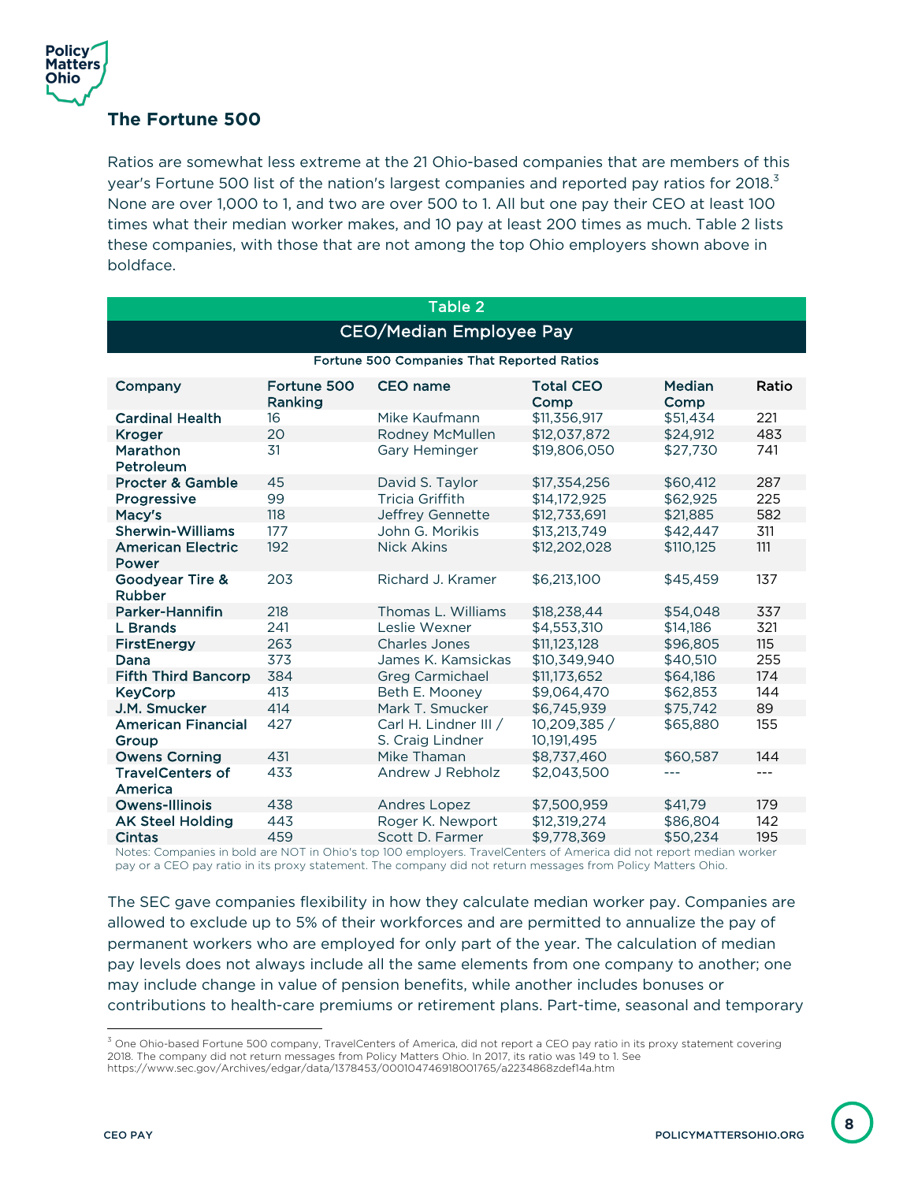## The Fortune 500

Ratios are somewhat less extreme at the 21 Ohio-based companies that are members of this year's Fortune 500 list of the nation's largest companies and reported pay ratios for 2018.[3] None are over 1,000 to 1, and two are over 500 to 1. All but one pay their CEO at least 100 times what their median worker makes, and 10 pay at least 200 times as much. Table 2 lists these companies, with those that are not among the top Ohio employers shown above in boldface.

**Table 2**

**CEO/Median Employee Pay**

Fortune 500 Companies That Reported Ratios

| Company | Fortune 500 Ranking | CEO name | Total CEO Comp | Median Comp | Ratio |
|---|---|---|---|---|---|
| Cardinal Health | 16 | Mike Kaufmann | $11,356,917 | $51,434 | 221 |
| Kroger | 20 | Rodney McMullen | $12,037,872 | $24,912 | 483 |
| Marathon Petroleum | 31 | Gary Heminger | $19,806,050 | $27,730 | 741 |
| Procter & Gamble | 45 | David S. Taylor | $17,354,256 | $60,412 | 287 |
| Progressive | 99 | Tricia Griffith | $14,172,925 | $62,925 | 225 |
| Macy's | 118 | Jeffrey Gennette | $12,733,691 | $21,885 | 582 |
| Sherwin-Williams | 177 | John G. Morikis | $13,213,749 | $42,447 | 311 |
| American Electric Power | 192 | Nick Akins | $12,202,028 | $110,125 | 111 |
| Goodyear Tire & Rubber | 203 | Richard J. Kramer | $6,213,100 | $45,459 | 137 |
| Parker-Hannifin | 218 | Thomas L. Williams | $18,238,44 | $54,048 | 337 |
| L Brands | 241 | Leslie Wexner | $4,553,310 | $14,186 | 321 |
| FirstEnergy | 263 | Charles Jones | $11,123,128 | $96,805 | 115 |
| Dana | 373 | James K. Kamsickas | $10,349,940 | $40,510 | 255 |
| Fifth Third Bancorp | 384 | Greg Carmichael | $11,173,652 | $64,186 | 174 |
| KeyCorp | 413 | Beth E. Mooney | $9,064,470 | $62,853 | 144 |
| J.M. Smucker | 414 | Mark T. Smucker | $6,745,939 | $75,742 | 89 |
| American Financial Group | 427 | Carl H. Lindner III / S. Craig Lindner | 10,209,385 / 10,191,495 | $65,880 | 155 |
| Owens Corning | 431 | Mike Thaman | $8,737,460 | $60,587 | 144 |
| TravelCenters of America | 433 | Andrew J Rebholz | $2,043,500 | --- | --- |
| Owens-Illinois | 438 | Andres Lopez | $7,500,959 | $41,79 | 179 |
| AK Steel Holding | 443 | Roger K. Newport | $12,319,274 | $86,804 | 142 |
| Cintas | 459 | Scott D. Farmer | $9,778,369 | $50,234 | 195 |

Notes: Companies in bold are NOT in Ohio's top 100 employers. TravelCenters of America did not report median worker pay or a CEO pay ratio in its proxy statement. The company did not return messages from Policy Matters Ohio.

The SEC gave companies flexibility in how they calculate median worker pay. Companies are allowed to exclude up to 5% of their workforces and are permitted to annualize the pay of permanent workers who are employed for only part of the year. The calculation of median pay levels does not always include all the same elements from one company to another; one may include change in value of pension benefits, while another includes bonuses or contributions to health-care premiums or retirement plans. Part-time, seasonal and temporary

[3] One Ohio-based Fortune 500 company, TravelCenters of America, did not report a CEO pay ratio in its proxy statement covering 2018. The company did not return messages from Policy Matters Ohio. In 2017, its ratio was 149 to 1. See https://www.sec.gov/Archives/edgar/data/1378453/000104746918001765/a2234868zdef14a.htm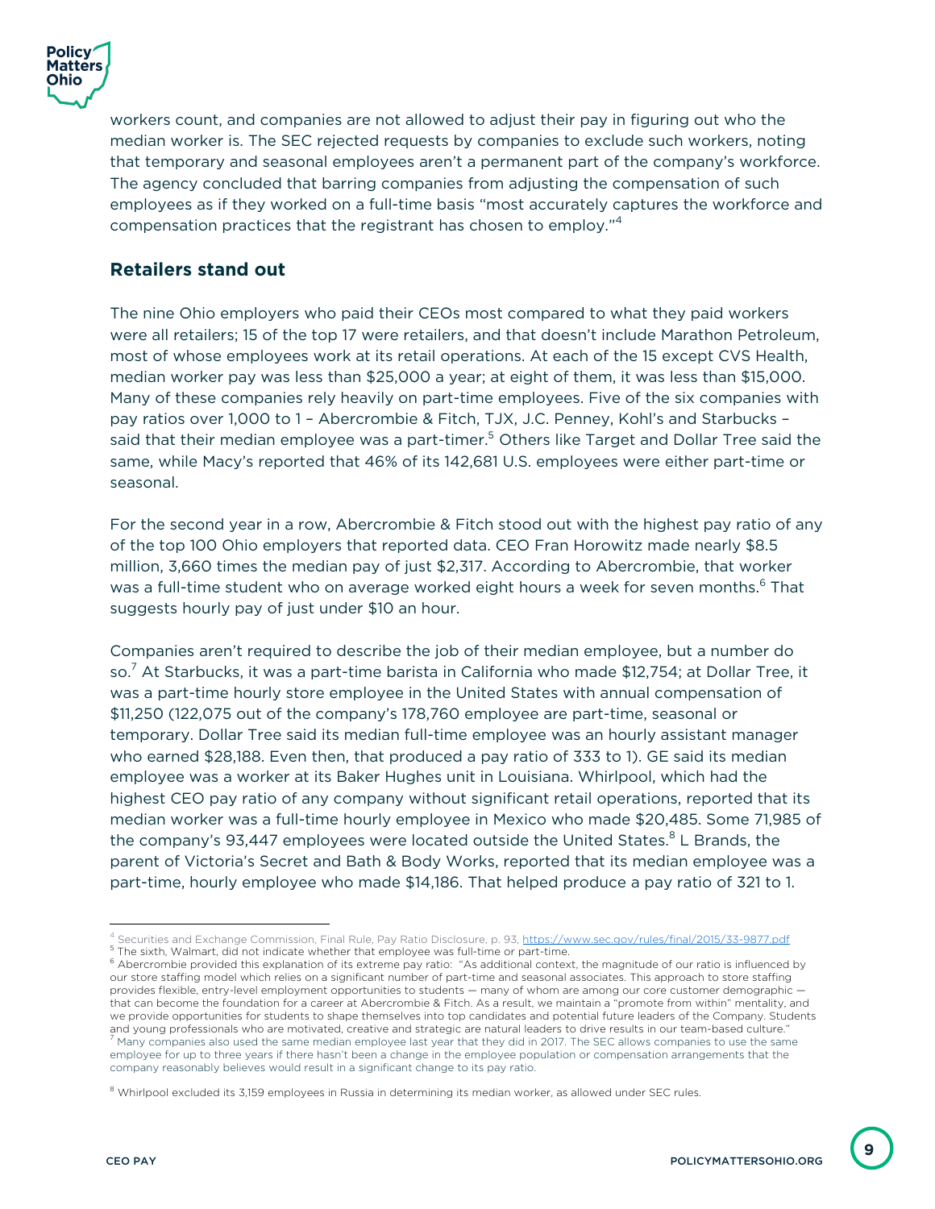workers count, and companies are not allowed to adjust their pay in figuring out who the median worker is. The SEC rejected requests by companies to exclude such workers, noting that temporary and seasonal employees aren't a permanent part of the company's workforce. The agency concluded that barring companies from adjusting the compensation of such employees as if they worked on a full-time basis "most accurately captures the workforce and compensation practices that the registrant has chosen to employ."[4]

## Retailers stand out

The nine Ohio employers who paid their CEOs most compared to what they paid workers were all retailers; 15 of the top 17 were retailers, and that doesn't include Marathon Petroleum, most of whose employees work at its retail operations. At each of the 15 except CVS Health, median worker pay was less than $25,000 a year; at eight of them, it was less than $15,000. Many of these companies rely heavily on part-time employees. Five of the six companies with pay ratios over 1,000 to 1 – Abercrombie & Fitch, TJX, J.C. Penney, Kohl's and Starbucks – said that their median employee was a part-timer.[5] Others like Target and Dollar Tree said the same, while Macy's reported that 46% of its 142,681 U.S. employees were either part-time or seasonal.

For the second year in a row, Abercrombie & Fitch stood out with the highest pay ratio of any of the top 100 Ohio employers that reported data. CEO Fran Horowitz made nearly $8.5 million, 3,660 times the median pay of just $2,317. According to Abercrombie, that worker was a full-time student who on average worked eight hours a week for seven months.[6] That suggests hourly pay of just under $10 an hour.

Companies aren't required to describe the job of their median employee, but a number do so.[7] At Starbucks, it was a part-time barista in California who made $12,754; at Dollar Tree, it was a part-time hourly store employee in the United States with annual compensation of $11,250 (122,075 out of the company's 178,760 employee are part-time, seasonal or temporary. Dollar Tree said its median full-time employee was an hourly assistant manager who earned $28,188. Even then, that produced a pay ratio of 333 to 1). GE said its median employee was a worker at its Baker Hughes unit in Louisiana. Whirlpool, which had the highest CEO pay ratio of any company without significant retail operations, reported that its median worker was a full-time hourly employee in Mexico who made $20,485. Some 71,985 of the company's 93,447 employees were located outside the United States.[8] L Brands, the parent of Victoria's Secret and Bath & Body Works, reported that its median employee was a part-time, hourly employee who made $14,186. That helped produce a pay ratio of 321 to 1.

---

[4] Securities and Exchange Commission, Final Rule, Pay Ratio Disclosure, p. 93, https://www.sec.gov/rules/final/2015/33-9877.pdf

[5] The sixth, Walmart, did not indicate whether that employee was full-time or part-time.

[6] Abercrombie provided this explanation of its extreme pay ratio: "As additional context, the magnitude of our ratio is influenced by our store staffing model which relies on a significant number of part-time and seasonal associates. This approach to store staffing provides flexible, entry-level employment opportunities to students — many of whom are among our core customer demographic — that can become the foundation for a career at Abercrombie & Fitch. As a result, we maintain a "promote from within" mentality, and we provide opportunities for students to shape themselves into top candidates and potential future leaders of the Company. Students and young professionals who are motivated, creative and strategic are natural leaders to drive results in our team-based culture."

[7] Many companies also used the same median employee last year that they did in 2017. The SEC allows companies to use the same employee for up to three years if there hasn't been a change in the employee population or compensation arrangements that the company reasonably believes would result in a significant change to its pay ratio.

[8] Whirlpool excluded its 3,159 employees in Russia in determining its median worker, as allowed under SEC rules.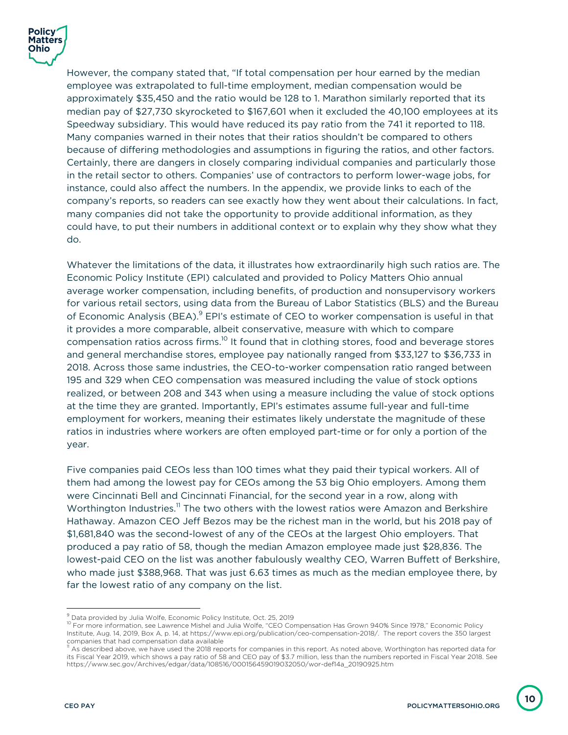However, the company stated that, "If total compensation per hour earned by the median employee was extrapolated to full-time employment, median compensation would be approximately $35,450 and the ratio would be 128 to 1. Marathon similarly reported that its median pay of $27,730 skyrocketed to $167,601 when it excluded the 40,100 employees at its Speedway subsidiary. This would have reduced its pay ratio from the 741 it reported to 118. Many companies warned in their notes that their ratios shouldn't be compared to others because of differing methodologies and assumptions in figuring the ratios, and other factors. Certainly, there are dangers in closely comparing individual companies and particularly those in the retail sector to others. Companies' use of contractors to perform lower-wage jobs, for instance, could also affect the numbers. In the appendix, we provide links to each of the company's reports, so readers can see exactly how they went about their calculations. In fact, many companies did not take the opportunity to provide additional information, as they could have, to put their numbers in additional context or to explain why they show what they do.

Whatever the limitations of the data, it illustrates how extraordinarily high such ratios are. The Economic Policy Institute (EPI) calculated and provided to Policy Matters Ohio annual average worker compensation, including benefits, of production and nonsupervisory workers for various retail sectors, using data from the Bureau of Labor Statistics (BLS) and the Bureau of Economic Analysis (BEA).[9] EPI's estimate of CEO to worker compensation is useful in that it provides a more comparable, albeit conservative, measure with which to compare compensation ratios across firms.[10] It found that in clothing stores, food and beverage stores and general merchandise stores, employee pay nationally ranged from $33,127 to $36,733 in 2018. Across those same industries, the CEO-to-worker compensation ratio ranged between 195 and 329 when CEO compensation was measured including the value of stock options realized, or between 208 and 343 when using a measure including the value of stock options at the time they are granted. Importantly, EPI's estimates assume full-year and full-time employment for workers, meaning their estimates likely understate the magnitude of these ratios in industries where workers are often employed part-time or for only a portion of the year.

Five companies paid CEOs less than 100 times what they paid their typical workers. All of them had among the lowest pay for CEOs among the 53 big Ohio employers. Among them were Cincinnati Bell and Cincinnati Financial, for the second year in a row, along with Worthington Industries.[11] The two others with the lowest ratios were Amazon and Berkshire Hathaway. Amazon CEO Jeff Bezos may be the richest man in the world, but his 2018 pay of $1,681,840 was the second-lowest of any of the CEOs at the largest Ohio employers. That produced a pay ratio of 58, though the median Amazon employee made just $28,836. The lowest-paid CEO on the list was another fabulously wealthy CEO, Warren Buffett of Berkshire, who made just $388,968. That was just 6.63 times as much as the median employee there, by far the lowest ratio of any company on the list.

---

[9] Data provided by Julia Wolfe, Economic Policy Institute, Oct. 25, 2019

[10] For more information, see Lawrence Mishel and Julia Wolfe, "CEO Compensation Has Grown 940% Since 1978," Economic Policy Institute, Aug. 14, 2019, Box A, p. 14, at https://www.epi.org/publication/ceo-compensation-2018/. The report covers the 350 largest companies that had compensation data available

[11] As described above, we have used the 2018 reports for companies in this report. As noted above, Worthington has reported data for its Fiscal Year 2019, which shows a pay ratio of 58 and CEO pay of $3.7 million, less than the numbers reported in Fiscal Year 2018. See https://www.sec.gov/Archives/edgar/data/108516/000156459019032050/wor-def14a_20190925.htm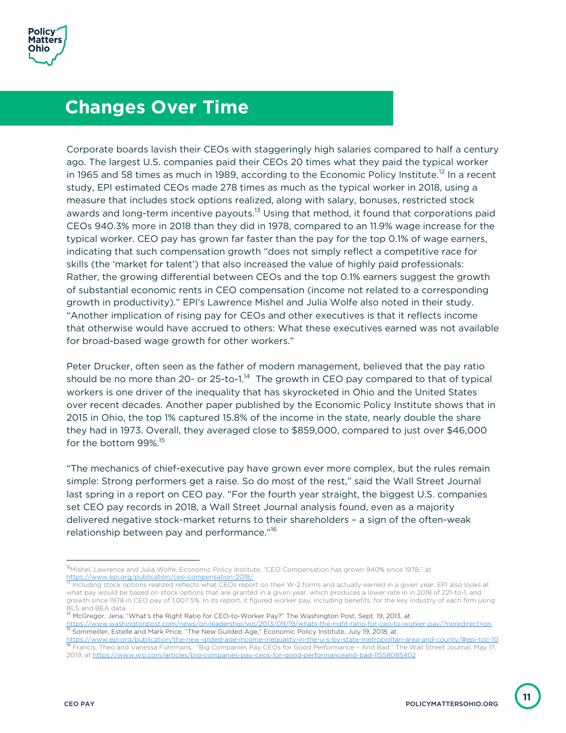## Changes Over Time

Corporate boards lavish their CEOs with staggeringly high salaries compared to half a century ago. The largest U.S. companies paid their CEOs 20 times what they paid the typical worker in 1965 and 58 times as much in 1989, according to the Economic Policy Institute.[12] In a recent study, EPI estimated CEOs made 278 times as much as the typical worker in 2018, using a measure that includes stock options realized, along with salary, bonuses, restricted stock awards and long-term incentive payouts.[13] Using that method, it found that corporations paid CEOs 940.3% more in 2018 than they did in 1978, compared to an 11.9% wage increase for the typical worker. CEO pay has grown far faster than the pay for the top 0.1% of wage earners, indicating that such compensation growth "does not simply reflect a competitive race for skills (the 'market for talent') that also increased the value of highly paid professionals: Rather, the growing differential between CEOs and the top 0.1% earners suggest the growth of substantial economic rents in CEO compensation (income not related to a corresponding growth in productivity)." EPI's Lawrence Mishel and Julia Wolfe also noted in their study. "Another implication of rising pay for CEOs and other executives is that it reflects income that otherwise would have accrued to others: What these executives earned was not available for broad-based wage growth for other workers."

Peter Drucker, often seen as the father of modern management, believed that the pay ratio should be no more than 20- or 25-to-1.[14] The growth in CEO pay compared to that of typical workers is one driver of the inequality that has skyrocketed in Ohio and the United States over recent decades. Another paper published by the Economic Policy Institute shows that in 2015 in Ohio, the top 1% captured 15.8% of the income in the state, nearly double the share they had in 1973. Overall, they averaged close to $859,000, compared to just over $46,000 for the bottom 99%.[15]

"The mechanics of chief-executive pay have grown ever more complex, but the rules remain simple: Strong performers get a raise. So do most of the rest," said the Wall Street Journal last spring in a report on CEO pay. "For the fourth year straight, the biggest U.S. companies set CEO pay records in 2018, a Wall Street Journal analysis found, even as a majority delivered negative stock-market returns to their shareholders – a sign of the often-weak relationship between pay and performance."[16]

---

[12] Mishel, Lawrence and Julia Wolfe, Economic Policy Institute, "CEO Compensation has grown 940% since 1978," at https://www.epi.org/publication/ceo-compensation-2018/

[13] Including stock options realized reflects what CEOs report on their W-2 forms and actually earned in a given year. EPI also looks at what pay would be based on stock options that are granted in a given year, which produces a lower rate in in 2018 of 221-to-1, and growth since 1978 in CEO pay of 1,007.5%. In its report, it figured worker pay, including benefits, for the key industry of each firm using BLS and BEA data.

[14] McGregor, Jena, "What's the Right Ratio for CEO-to-Worker Pay?" The Washington Post, Sept. 19, 2013, at https://www.washingtonpost.com/news/on-leadership/wp/2013/09/19/whats-the-right-ratio-for-ceo-to-worker-pay/?noredirect=on

[15] Sommeiller, Estelle and Mark Price, "The New Guilded Age," Economic Policy Institute, July 19, 2018, at https://www.epi.org/publication/the-new-gilded-age-income-inequality-in-the-u-s-by-state-metropolitan-area-and-county/#epi-toc-10

[16] Francis, Theo and Vanessa Fuhrmans, "Big Companies Pay CEOs for Good Performance – And Bad," The Wall Street Journal, May 17, 2019, at https://www.wsj.com/articles/big-companies-pay-ceos-for-good-performanceand-bad-11558085402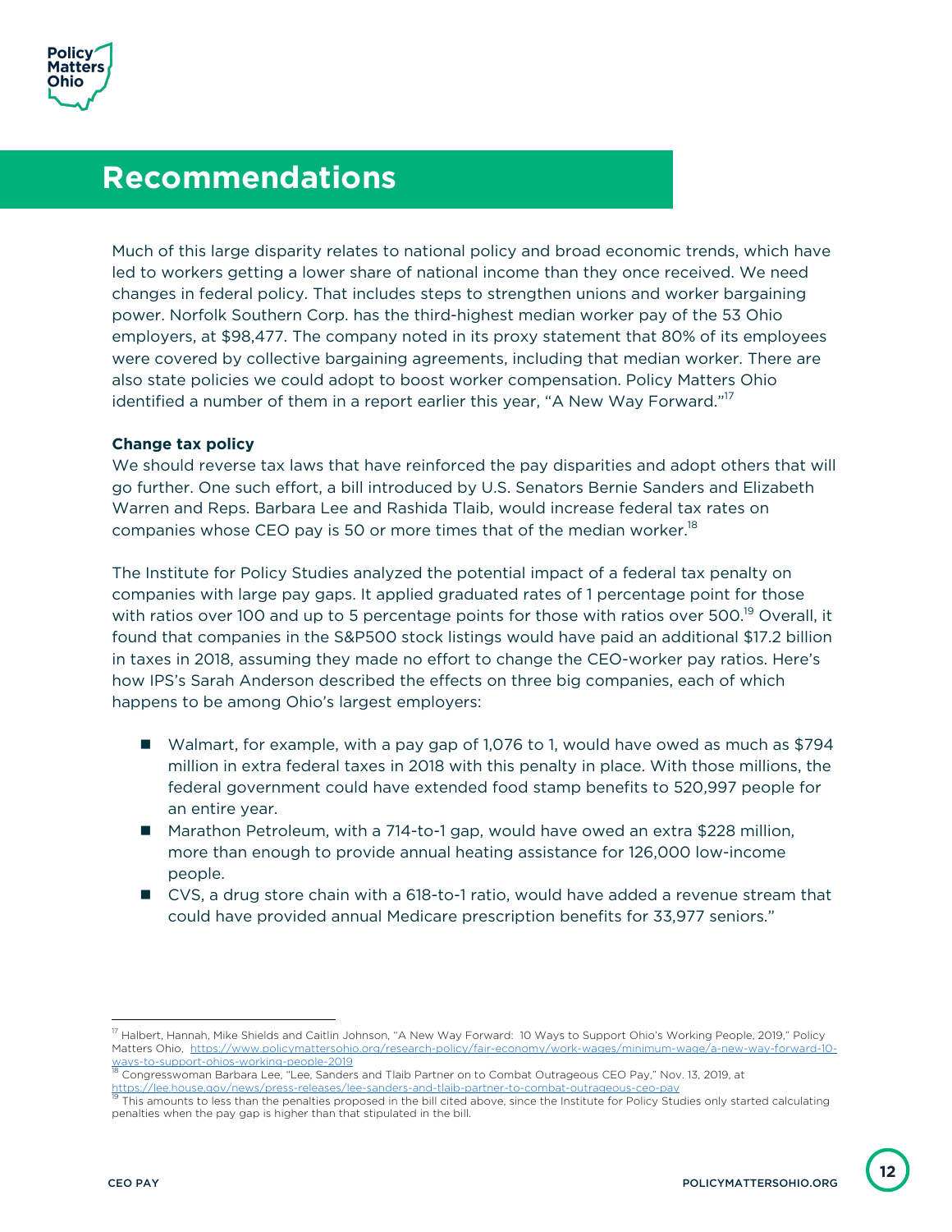## Recommendations

Much of this large disparity relates to national policy and broad economic trends, which have led to workers getting a lower share of national income than they once received. We need changes in federal policy. That includes steps to strengthen unions and worker bargaining power. Norfolk Southern Corp. has the third-highest median worker pay of the 53 Ohio employers, at $98,477. The company noted in its proxy statement that 80% of its employees were covered by collective bargaining agreements, including that median worker. There are also state policies we could adopt to boost worker compensation. Policy Matters Ohio identified a number of them in a report earlier this year, "A New Way Forward."[17]

**Change tax policy**

We should reverse tax laws that have reinforced the pay disparities and adopt others that will go further. One such effort, a bill introduced by U.S. Senators Bernie Sanders and Elizabeth Warren and Reps. Barbara Lee and Rashida Tlaib, would increase federal tax rates on companies whose CEO pay is 50 or more times that of the median worker.[18]

The Institute for Policy Studies analyzed the potential impact of a federal tax penalty on companies with large pay gaps. It applied graduated rates of 1 percentage point for those with ratios over 100 and up to 5 percentage points for those with ratios over 500.[19] Overall, it found that companies in the S&P500 stock listings would have paid an additional $17.2 billion in taxes in 2018, assuming they made no effort to change the CEO-worker pay ratios. Here's how IPS's Sarah Anderson described the effects on three big companies, each of which happens to be among Ohio's largest employers:

- Walmart, for example, with a pay gap of 1,076 to 1, would have owed as much as $794 million in extra federal taxes in 2018 with this penalty in place. With those millions, the federal government could have extended food stamp benefits to 520,997 people for an entire year.
- Marathon Petroleum, with a 714-to-1 gap, would have owed an extra $228 million, more than enough to provide annual heating assistance for 126,000 low-income people.
- CVS, a drug store chain with a 618-to-1 ratio, would have added a revenue stream that could have provided annual Medicare prescription benefits for 33,977 seniors."

---

[17] Halbert, Hannah, Mike Shields and Caitlin Johnson, "A New Way Forward: 10 Ways to Support Ohio's Working People, 2019," Policy Matters Ohio, https://www.policymattersohio.org/research-policy/fair-economy/work-wages/minimum-wage/a-new-way-forward-10-ways-to-support-ohios-working-people-2019

[18] Congresswoman Barbara Lee, "Lee, Sanders and Tlaib Partner on to Combat Outrageous CEO Pay," Nov. 13, 2019, at https://lee.house.gov/news/press-releases/lee-sanders-and-tlaib-partner-to-combat-outrageous-ceo-pay

[19] This amounts to less than the penalties proposed in the bill cited above, since the Institute for Policy Studies only started calculating penalties when the pay gap is higher than that stipulated in the bill.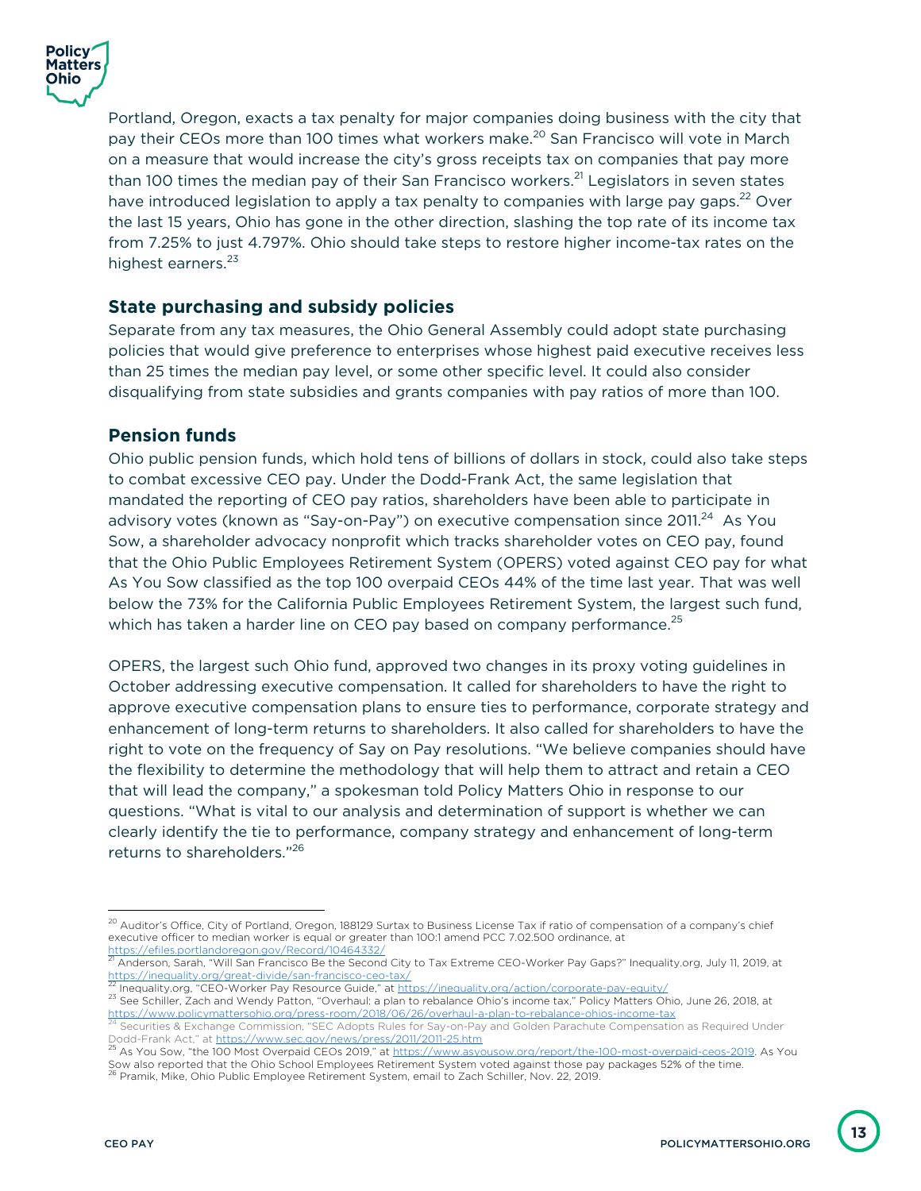Portland, Oregon, exacts a tax penalty for major companies doing business with the city that pay their CEOs more than 100 times what workers make.[20] San Francisco will vote in March on a measure that would increase the city's gross receipts tax on companies that pay more than 100 times the median pay of their San Francisco workers.[21] Legislators in seven states have introduced legislation to apply a tax penalty to companies with large pay gaps.[22] Over the last 15 years, Ohio has gone in the other direction, slashing the top rate of its income tax from 7.25% to just 4.797%. Ohio should take steps to restore higher income-tax rates on the highest earners.[23]

### State purchasing and subsidy policies

Separate from any tax measures, the Ohio General Assembly could adopt state purchasing policies that would give preference to enterprises whose highest paid executive receives less than 25 times the median pay level, or some other specific level. It could also consider disqualifying from state subsidies and grants companies with pay ratios of more than 100.

### Pension funds

Ohio public pension funds, which hold tens of billions of dollars in stock, could also take steps to combat excessive CEO pay. Under the Dodd-Frank Act, the same legislation that mandated the reporting of CEO pay ratios, shareholders have been able to participate in advisory votes (known as "Say-on-Pay") on executive compensation since 2011.[24] As You Sow, a shareholder advocacy nonprofit which tracks shareholder votes on CEO pay, found that the Ohio Public Employees Retirement System (OPERS) voted against CEO pay for what As You Sow classified as the top 100 overpaid CEOs 44% of the time last year. That was well below the 73% for the California Public Employees Retirement System, the largest such fund, which has taken a harder line on CEO pay based on company performance.[25]

OPERS, the largest such Ohio fund, approved two changes in its proxy voting guidelines in October addressing executive compensation. It called for shareholders to have the right to approve executive compensation plans to ensure ties to performance, corporate strategy and enhancement of long-term returns to shareholders. It also called for shareholders to have the right to vote on the frequency of Say on Pay resolutions. "We believe companies should have the flexibility to determine the methodology that will help them to attract and retain a CEO that will lead the company," a spokesman told Policy Matters Ohio in response to our questions. "What is vital to our analysis and determination of support is whether we can clearly identify the tie to performance, company strategy and enhancement of long-term returns to shareholders."[26]

---

[20] Auditor's Office, City of Portland, Oregon, 188129 Surtax to Business License Tax if ratio of compensation of a company's chief executive officer to median worker is equal or greater than 100:1 amend PCC 7.02.500 ordinance, at https://efiles.portlandoregon.gov/Record/10464332/

[21] Anderson, Sarah, "Will San Francisco Be the Second City to Tax Extreme CEO-Worker Pay Gaps?" Inequality.org, July 11, 2019, at https://inequality.org/great-divide/san-francisco-ceo-tax/

[22] Inequality.org, "CEO-Worker Pay Resource Guide," at https://inequality.org/action/corporate-pay-equity/

[23] See Schiller, Zach and Wendy Patton, "Overhaul: a plan to rebalance Ohio's income tax," Policy Matters Ohio, June 26, 2018, at https://www.policymattersohio.org/press-room/2018/06/26/overhaul-a-plan-to-rebalance-ohios-income-tax

[24] Securities & Exchange Commission, "SEC Adopts Rules for Say-on-Pay and Golden Parachute Compensation as Required Under Dodd-Frank Act," at https://www.sec.gov/news/press/2011/2011-25.htm

[25] As You Sow, "the 100 Most Overpaid CEOs 2019," at https://www.asyousow.org/report/the-100-most-overpaid-ceos-2019. As You Sow also reported that the Ohio School Employees Retirement System voted against those pay packages 52% of the time.

[26] Pramik, Mike, Ohio Public Employee Retirement System, email to Zach Schiller, Nov. 22, 2019.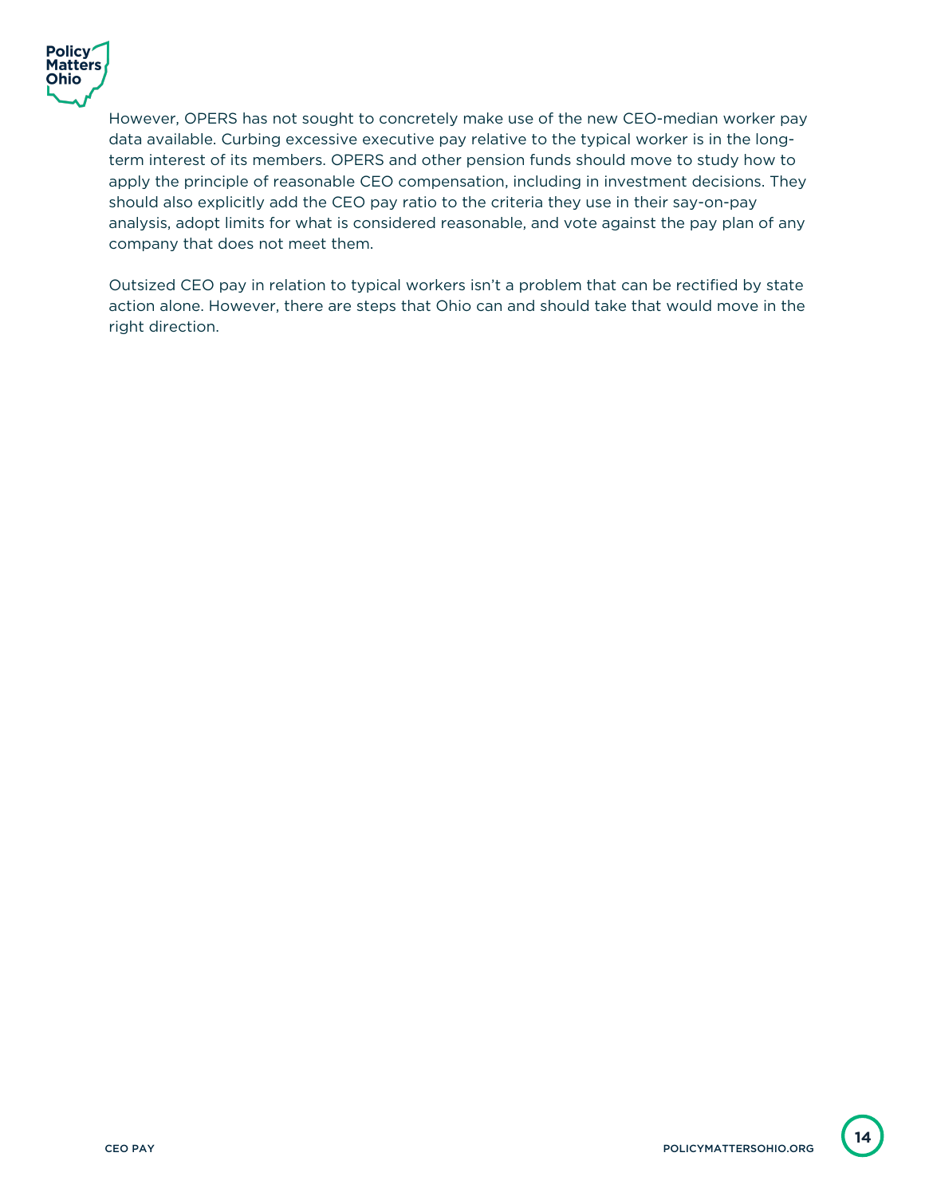However, OPERS has not sought to concretely make use of the new CEO-median worker pay data available. Curbing excessive executive pay relative to the typical worker is in the long-term interest of its members. OPERS and other pension funds should move to study how to apply the principle of reasonable CEO compensation, including in investment decisions. They should also explicitly add the CEO pay ratio to the criteria they use in their say-on-pay analysis, adopt limits for what is considered reasonable, and vote against the pay plan of any company that does not meet them.

Outsized CEO pay in relation to typical workers isn't a problem that can be rectified by state action alone. However, there are steps that Ohio can and should take that would move in the right direction.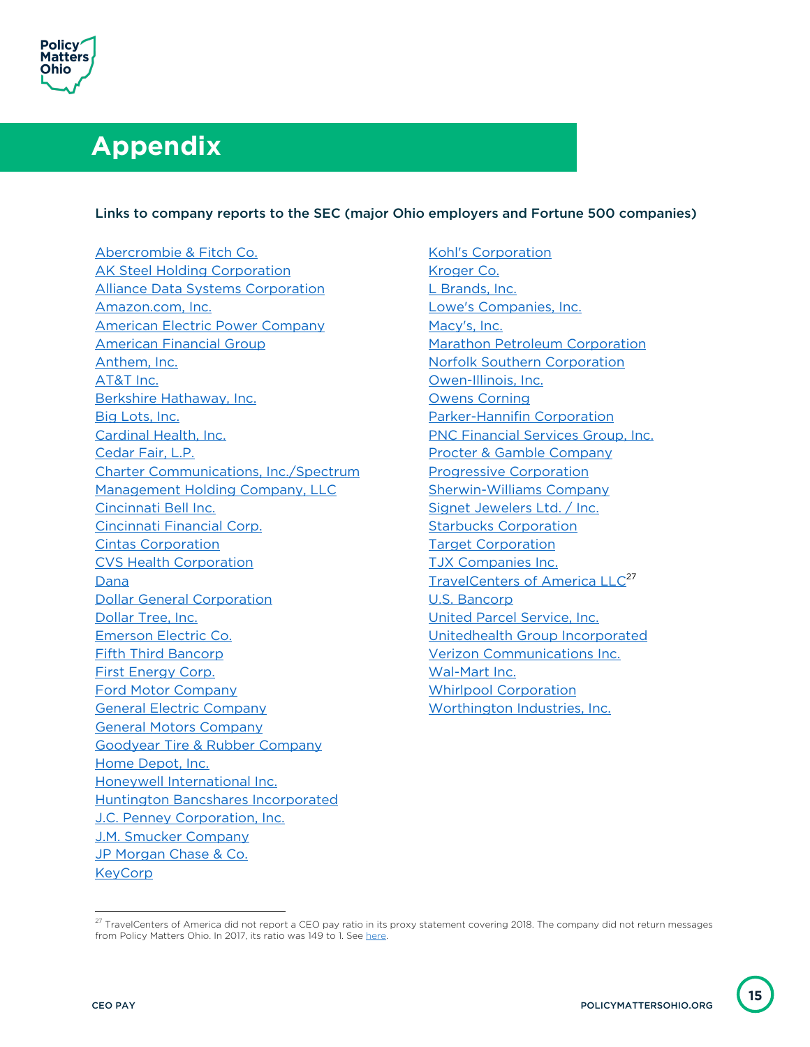# Appendix

**Links to company reports to the SEC (major Ohio employers and Fortune 500 companies)**

- Abercrombie & Fitch Co.
- AK Steel Holding Corporation
- Alliance Data Systems Corporation
- Amazon.com, Inc.
- American Electric Power Company
- American Financial Group
- Anthem, Inc.
- AT&T Inc.
- Berkshire Hathaway, Inc.
- Big Lots, Inc.
- Cardinal Health, Inc.
- Cedar Fair, L.P.
- Charter Communications, Inc./Spectrum Management Holding Company, LLC
- Cincinnati Bell Inc.
- Cincinnati Financial Corp.
- Cintas Corporation
- CVS Health Corporation
- Dana
- Dollar General Corporation
- Dollar Tree, Inc.
- Emerson Electric Co.
- Fifth Third Bancorp
- First Energy Corp.
- Ford Motor Company
- General Electric Company
- General Motors Company
- Goodyear Tire & Rubber Company
- Home Depot, Inc.
- Honeywell International Inc.
- Huntington Bancshares Incorporated
- J.C. Penney Corporation, Inc.
- J.M. Smucker Company
- JP Morgan Chase & Co.
- KeyCorp
- Kohl's Corporation
- Kroger Co.
- L Brands, Inc.
- Lowe's Companies, Inc.
- Macy's, Inc.
- Marathon Petroleum Corporation
- Norfolk Southern Corporation
- Owen-Illinois, Inc.
- Owens Corning
- Parker-Hannifin Corporation
- PNC Financial Services Group, Inc.
- Procter & Gamble Company
- Progressive Corporation
- Sherwin-Williams Company
- Signet Jewelers Ltd. / Inc.
- Starbucks Corporation
- Target Corporation
- TJX Companies Inc.
- TravelCenters of America LLC[27]
- U.S. Bancorp
- United Parcel Service, Inc.
- Unitedhealth Group Incorporated
- Verizon Communications Inc.
- Wal-Mart Inc.
- Whirlpool Corporation
- Worthington Industries, Inc.

---

[27] TravelCenters of America did not report a CEO pay ratio in its proxy statement covering 2018. The company did not return messages from Policy Matters Ohio. In 2017, its ratio was 149 to 1. See here.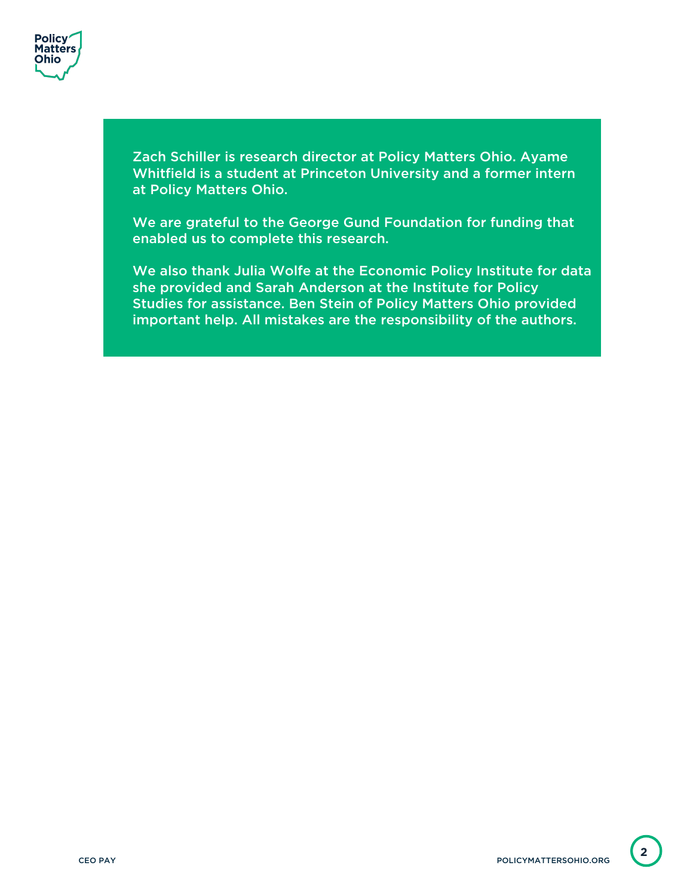Zach Schiller is research director at Policy Matters Ohio. Ayame Whitfield is a student at Princeton University and a former intern at Policy Matters Ohio.

We are grateful to the George Gund Foundation for funding that enabled us to complete this research.

We also thank Julia Wolfe at the Economic Policy Institute for data she provided and Sarah Anderson at the Institute for Policy Studies for assistance. Ben Stein of Policy Matters Ohio provided important help. All mistakes are the responsibility of the authors.